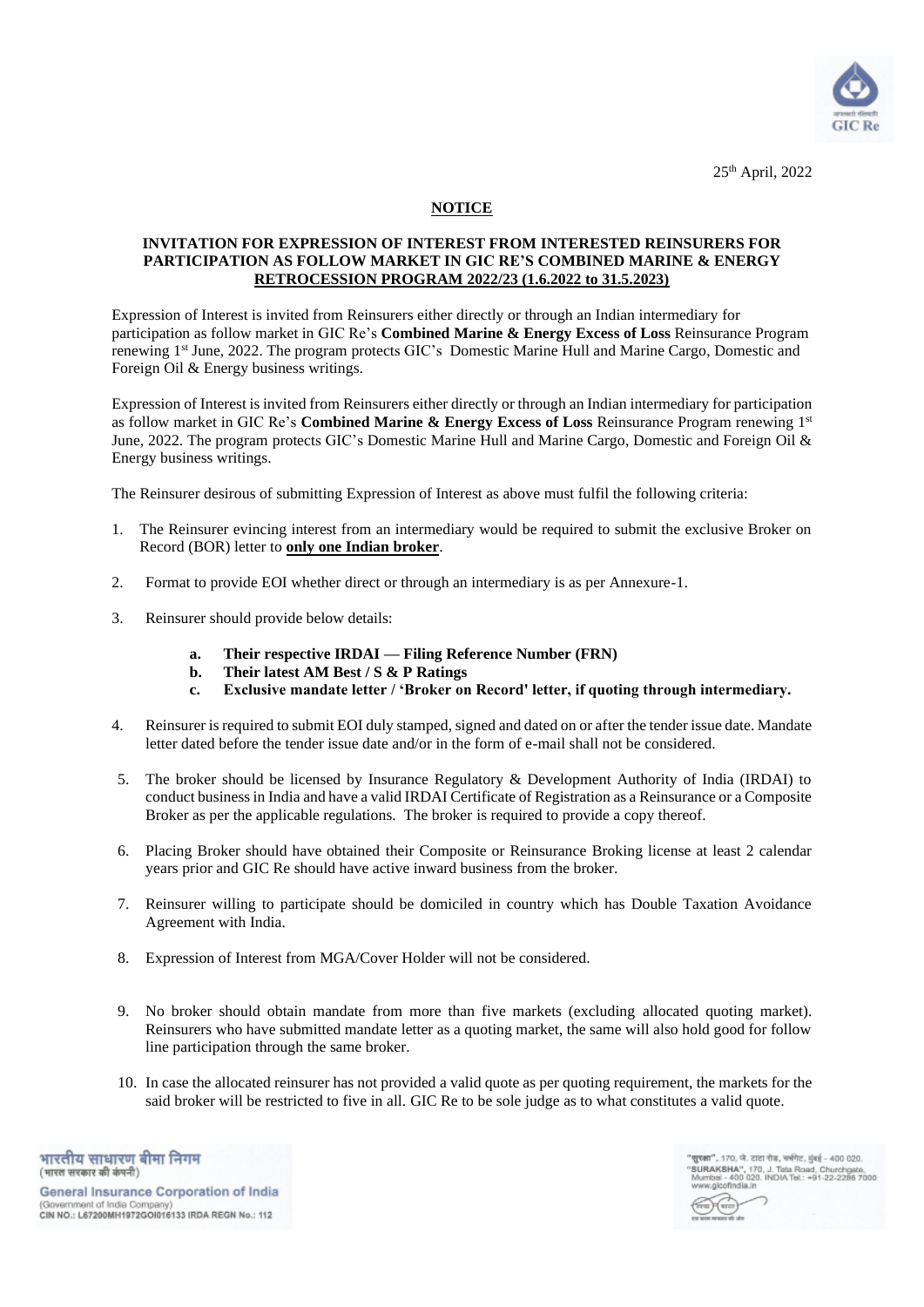25th April, 2022

## NOTICE

### INVITATION FOR EXPRESSION OF INTEREST FROM INTERESTED REINSURERS FOR PARTICIPATION AS FOLLOW MARKET IN GIC RE'S COMBINED MARINE & ENERGY RETROCESSION PROGRAM 2022/23 (1.6.2022 to 31.5.2023)

Expression of Interest is invited from Reinsurers either directly or through an Indian intermediary for participation as follow market in GIC Re's **Combined Marine & Energy Excess of Loss** Reinsurance Program renewing 1st June, 2022. The program protects GIC's Domestic Marine Hull and Marine Cargo, Domestic and Foreign Oil & Energy business writings.

Expression of Interest is invited from Reinsurers either directly or through an Indian intermediary for participation as follow market in GIC Re's **Combined Marine & Energy Excess of Loss** Reinsurance Program renewing 1st June, 2022. The program protects GIC's Domestic Marine Hull and Marine Cargo, Domestic and Foreign Oil & Energy business writings.

The Reinsurer desirous of submitting Expression of Interest as above must fulfil the following criteria:

1. The Reinsurer evincing interest from an intermediary would be required to submit the exclusive Broker on Record (BOR) letter to **only one Indian broker**.
2. Format to provide EOI whether direct or through an intermediary is as per Annexure-1.
3. Reinsurer should provide below details:
   - **a. Their respective IRDAI — Filing Reference Number (FRN)**
   - **b. Their latest AM Best / S & P Ratings**
   - **c. Exclusive mandate letter / 'Broker on Record' letter, if quoting through intermediary.**
4. Reinsurer is required to submit EOI duly stamped, signed and dated on or after the tender issue date. Mandate letter dated before the tender issue date and/or in the form of e-mail shall not be considered.
5. The broker should be licensed by Insurance Regulatory & Development Authority of India (IRDAI) to conduct business in India and have a valid IRDAI Certificate of Registration as a Reinsurance or a Composite Broker as per the applicable regulations. The broker is required to provide a copy thereof.
6. Placing Broker should have obtained their Composite or Reinsurance Broking license at least 2 calendar years prior and GIC Re should have active inward business from the broker.
7. Reinsurer willing to participate should be domiciled in country which has Double Taxation Avoidance Agreement with India.
8. Expression of Interest from MGA/Cover Holder will not be considered.
9. No broker should obtain mandate from more than five markets (excluding allocated quoting market). Reinsurers who have submitted mandate letter as a quoting market, the same will also hold good for follow line participation through the same broker.
10. In case the allocated reinsurer has not provided a valid quote as per quoting requirement, the markets for the said broker will be restricted to five in all. GIC Re to be sole judge as to what constitutes a valid quote.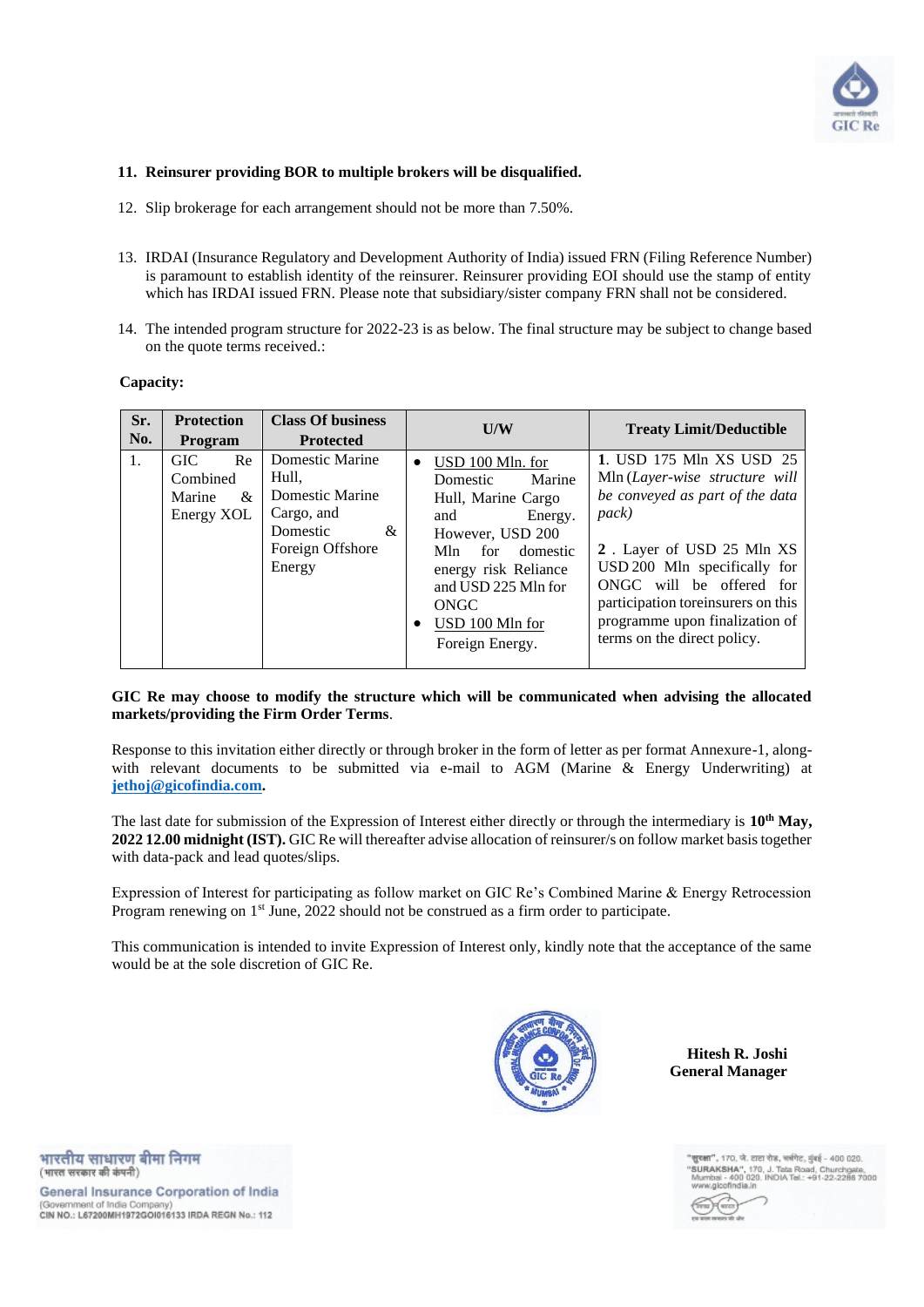11. **Reinsurer providing BOR to multiple brokers will be disqualified.**

12. Slip brokerage for each arrangement should not be more than 7.50%.

13. IRDAI (Insurance Regulatory and Development Authority of India) issued FRN (Filing Reference Number) is paramount to establish identity of the reinsurer. Reinsurer providing EOI should use the stamp of entity which has IRDAI issued FRN. Please note that subsidiary/sister company FRN shall not be considered.

14. The intended program structure for 2022-23 is as below. The final structure may be subject to change based on the quote terms received.:

**Capacity:**

| Sr. No. | Protection Program | Class Of business Protected | U/W | Treaty Limit/Deductible |
|---|---|---|---|---|
| 1. | GIC Re Combined Marine & Energy XOL | Domestic Marine Hull, Domestic Marine Cargo, and Domestic & Foreign Offshore Energy | • USD 100 Mln. for Domestic Marine Hull, Marine Cargo and Energy. However, USD 200 Mln for domestic energy risk Reliance and USD 225 Mln for ONGC<br>• USD 100 Mln for Foreign Energy. | **1**. USD 175 Mln XS USD 25 Mln (*Layer-wise structure will be conveyed as part of the data pack)*<br><br>**2** . Layer of USD 25 Mln XS USD 200 Mln specifically for ONGC will be offered for participation toreinsurers on this programme upon finalization of terms on the direct policy. |

**GIC Re may choose to modify the structure which will be communicated when advising the allocated markets/providing the Firm Order Terms**.

Response to this invitation either directly or through broker in the form of letter as per format Annexure-1, along-with relevant documents to be submitted via e-mail to AGM (Marine & Energy Underwriting) at **jethoj@gicofindia.com.**

The last date for submission of the Expression of Interest either directly or through the intermediary is **10th May, 2022 12.00 midnight (IST).** GIC Re will thereafter advise allocation of reinsurer/s on follow market basis together with data-pack and lead quotes/slips.

Expression of Interest for participating as follow market on GIC Re's Combined Marine & Energy Retrocession Program renewing on 1st June, 2022 should not be construed as a firm order to participate.

This communication is intended to invite Expression of Interest only, kindly note that the acceptance of the same would be at the sole discretion of GIC Re.

**Hitesh R. Joshi**
**General Manager**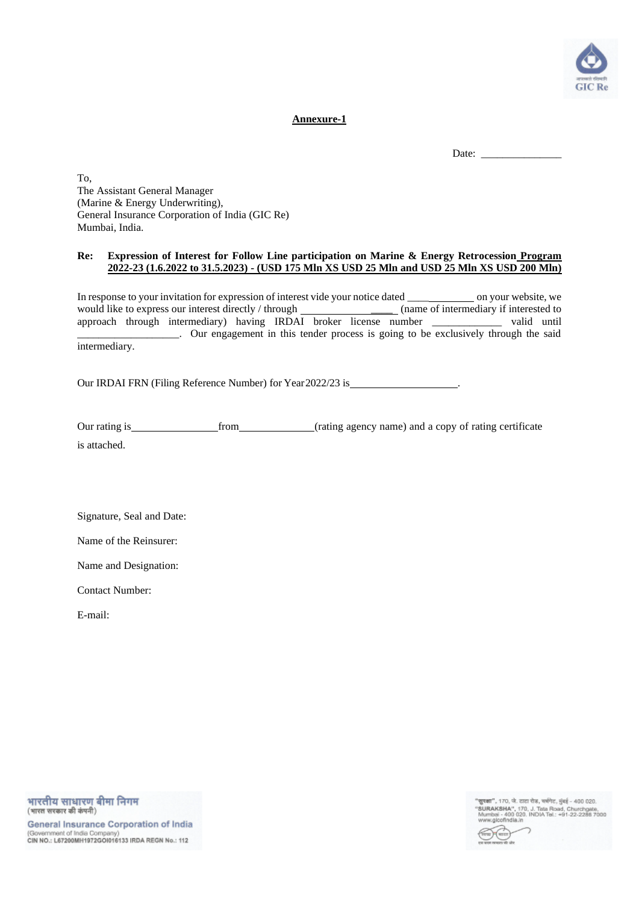## Annexure-1

Date: _______________

To,
The Assistant General Manager
(Marine & Energy Underwriting),
General Insurance Corporation of India (GIC Re)
Mumbai, India.

**Re: Expression of Interest for Follow Line participation on Marine & Energy Retrocession Program 2022-23 (1.6.2022 to 31.5.2023) - (USD 175 Mln XS USD 25 Mln and USD 25 Mln XS USD 200 Mln)**

In response to your invitation for expression of interest vide your notice dated ____________ on your website, we would like to express our interest directly / through _________________ (name of intermediary if interested to approach through intermediary) having IRDAI broker license number _____________ valid until ___________________. Our engagement in this tender process is going to be exclusively through the said intermediary.

Our IRDAI FRN (Filing Reference Number) for Year 2022/23 is____________________.

Our rating is________________from______________(rating agency name) and a copy of rating certificate is attached.

Signature, Seal and Date:

Name of the Reinsurer:

Name and Designation:

Contact Number:

E-mail: